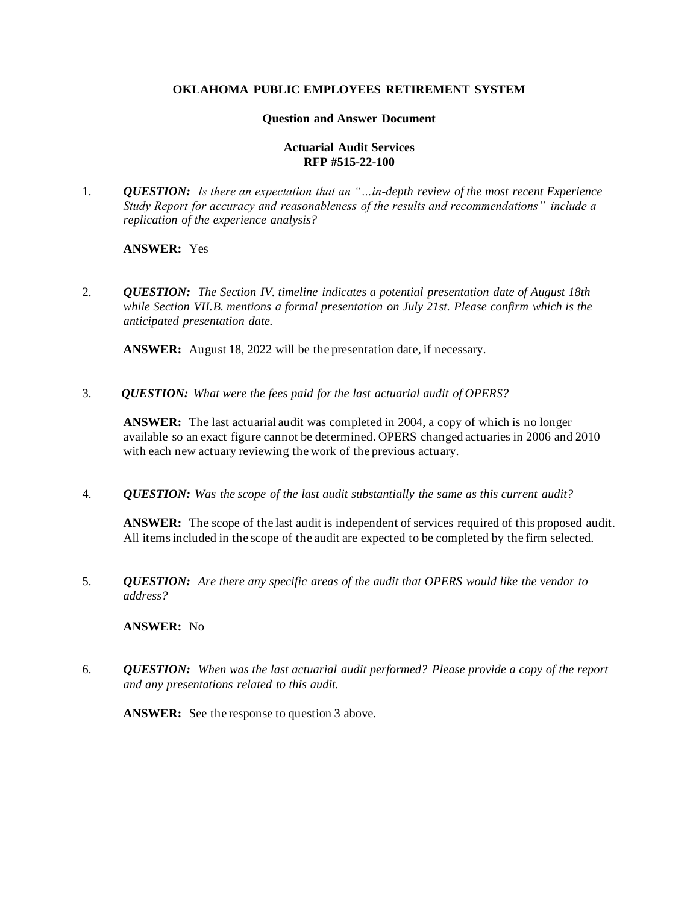**OKLAHOMA PUBLIC EMPLOYEES RETIREMENT SYSTEM**

**Question and Answer Document**

**Actuarial Audit Services**
**RFP #515-22-100**

1. ***QUESTION:*** *Is there an expectation that an "…in-depth review of the most recent Experience Study Report for accuracy and reasonableness of the results and recommendations" include a replication of the experience analysis?*

   **ANSWER:** Yes

2. ***QUESTION:*** *The Section IV. timeline indicates a potential presentation date of August 18th while Section VII.B. mentions a formal presentation on July 21st. Please confirm which is the anticipated presentation date.*

   **ANSWER:** August 18, 2022 will be the presentation date, if necessary.

3. ***QUESTION:*** *What were the fees paid for the last actuarial audit of OPERS?*

   **ANSWER:** The last actuarial audit was completed in 2004, a copy of which is no longer available so an exact figure cannot be determined. OPERS changed actuaries in 2006 and 2010 with each new actuary reviewing the work of the previous actuary.

4. ***QUESTION:*** *Was the scope of the last audit substantially the same as this current audit?*

   **ANSWER:** The scope of the last audit is independent of services required of this proposed audit. All items included in the scope of the audit are expected to be completed by the firm selected.

5. ***QUESTION:*** *Are there any specific areas of the audit that OPERS would like the vendor to address?*

   **ANSWER:** No

6. ***QUESTION:*** *When was the last actuarial audit performed? Please provide a copy of the report and any presentations related to this audit.*

   **ANSWER:** See the response to question 3 above.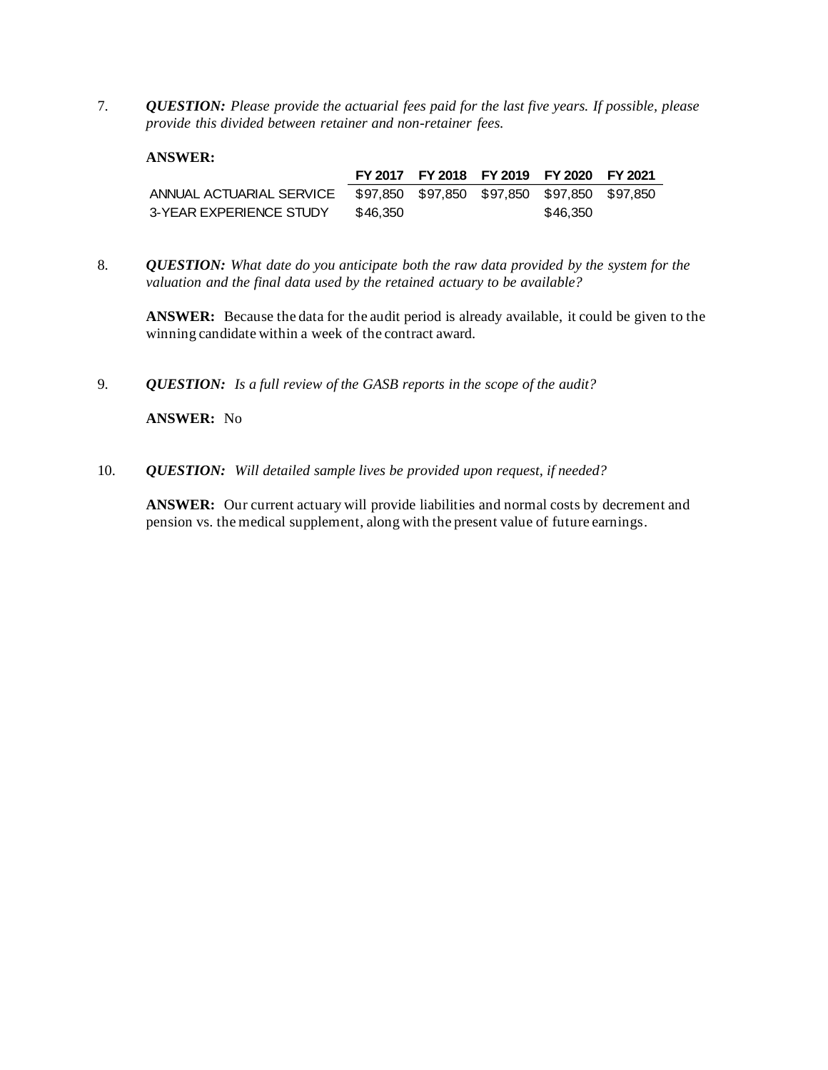7. ***QUESTION:*** *Please provide the actuarial fees paid for the last five years. If possible, please provide this divided between retainer and non-retainer fees.*

   **ANSWER:**

| | FY 2017 | FY 2018 | FY 2019 | FY 2020 | FY 2021 |
|---|---|---|---|---|---|
| ANNUAL ACTUARIAL SERVICE | $97,850 | $97,850 | $97,850 | $97,850 | $97,850 |
| 3-YEAR EXPERIENCE STUDY | $46,350 | | | $46,350 | |

8. ***QUESTION:*** *What date do you anticipate both the raw data provided by the system for the valuation and the final data used by the retained actuary to be available?*

   **ANSWER:** Because the data for the audit period is already available, it could be given to the winning candidate within a week of the contract award.

9. ***QUESTION:*** *Is a full review of the GASB reports in the scope of the audit?*

   **ANSWER:** No

10. ***QUESTION:*** *Will detailed sample lives be provided upon request, if needed?*

    **ANSWER:** Our current actuary will provide liabilities and normal costs by decrement and pension vs. the medical supplement, along with the present value of future earnings.